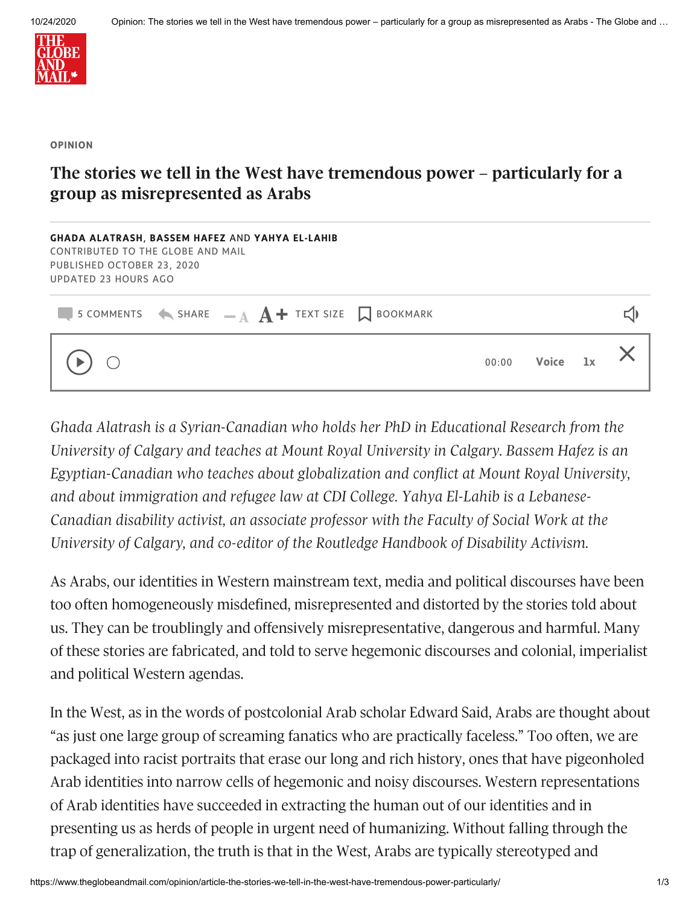OPINION

# The stories we tell in the West have tremendous power – particularly for a group as misrepresented as Arabs

**GHADA ALATRASH**, **BASSEM HAFEZ** AND **YAHYA EL-LAHIB**
CONTRIBUTED TO THE GLOBE AND MAIL
PUBLISHED OCTOBER 23, 2020
UPDATED 23 HOURS AGO

*Ghada Alatrash is a Syrian-Canadian who holds her PhD in Educational Research from the University of Calgary and teaches at Mount Royal University in Calgary. Bassem Hafez is an Egyptian-Canadian who teaches about globalization and conflict at Mount Royal University, and about immigration and refugee law at CDI College. Yahya El-Lahib is a Lebanese-Canadian disability activist, an associate professor with the Faculty of Social Work at the University of Calgary, and co-editor of the Routledge Handbook of Disability Activism.*

As Arabs, our identities in Western mainstream text, media and political discourses have been too often homogeneously misdefined, misrepresented and distorted by the stories told about us. They can be troublingly and offensively misrepresentative, dangerous and harmful. Many of these stories are fabricated, and told to serve hegemonic discourses and colonial, imperialist and political Western agendas.

In the West, as in the words of postcolonial Arab scholar Edward Said, Arabs are thought about "as just one large group of screaming fanatics who are practically faceless." Too often, we are packaged into racist portraits that erase our long and rich history, ones that have pigeonholed Arab identities into narrow cells of hegemonic and noisy discourses. Western representations of Arab identities have succeeded in extracting the human out of our identities and in presenting us as herds of people in urgent need of humanizing. Without falling through the trap of generalization, the truth is that in the West, Arabs are typically stereotyped and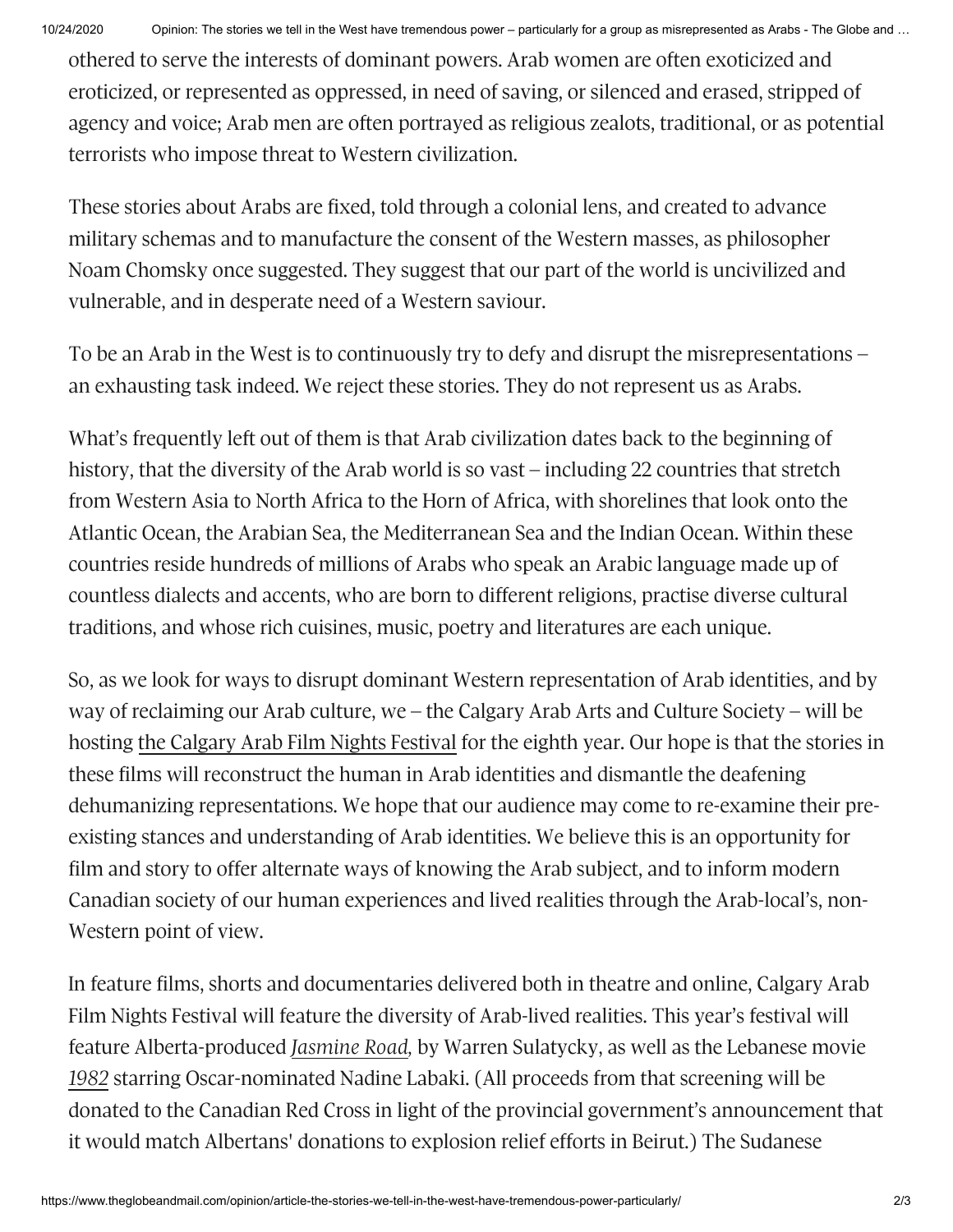othered to serve the interests of dominant powers. Arab women are often exoticized and eroticized, or represented as oppressed, in need of saving, or silenced and erased, stripped of agency and voice; Arab men are often portrayed as religious zealots, traditional, or as potential terrorists who impose threat to Western civilization.

These stories about Arabs are fixed, told through a colonial lens, and created to advance military schemas and to manufacture the consent of the Western masses, as philosopher Noam Chomsky once suggested. They suggest that our part of the world is uncivilized and vulnerable, and in desperate need of a Western saviour.

To be an Arab in the West is to continuously try to defy and disrupt the misrepresentations – an exhausting task indeed. We reject these stories. They do not represent us as Arabs.

What's frequently left out of them is that Arab civilization dates back to the beginning of history, that the diversity of the Arab world is so vast – including 22 countries that stretch from Western Asia to North Africa to the Horn of Africa, with shorelines that look onto the Atlantic Ocean, the Arabian Sea, the Mediterranean Sea and the Indian Ocean. Within these countries reside hundreds of millions of Arabs who speak an Arabic language made up of countless dialects and accents, who are born to different religions, practise diverse cultural traditions, and whose rich cuisines, music, poetry and literatures are each unique.

So, as we look for ways to disrupt dominant Western representation of Arab identities, and by way of reclaiming our Arab culture, we – the Calgary Arab Arts and Culture Society – will be hosting the Calgary Arab Film Nights Festival for the eighth year. Our hope is that the stories in these films will reconstruct the human in Arab identities and dismantle the deafening dehumanizing representations. We hope that our audience may come to re-examine their pre-existing stances and understanding of Arab identities. We believe this is an opportunity for film and story to offer alternate ways of knowing the Arab subject, and to inform modern Canadian society of our human experiences and lived realities through the Arab-local's, non-Western point of view.

In feature films, shorts and documentaries delivered both in theatre and online, Calgary Arab Film Nights Festival will feature the diversity of Arab-lived realities. This year's festival will feature Alberta-produced *Jasmine Road,* by Warren Sulatycky, as well as the Lebanese movie *1982* starring Oscar-nominated Nadine Labaki. (All proceeds from that screening will be donated to the Canadian Red Cross in light of the provincial government's announcement that it would match Albertans' donations to explosion relief efforts in Beirut.) The Sudanese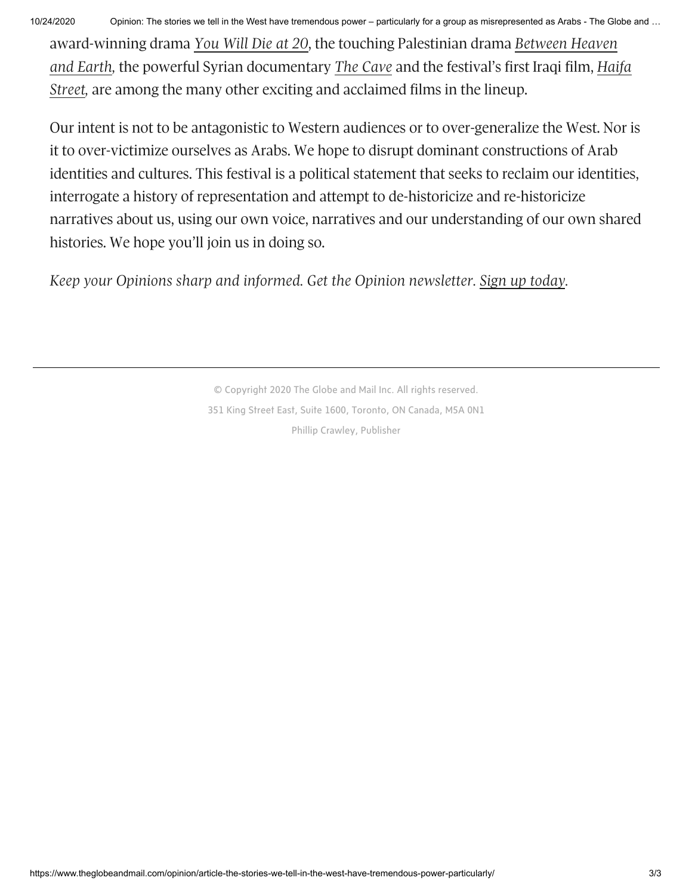award-winning drama *You Will Die at 20*, the touching Palestinian drama *Between Heaven and Earth,* the powerful Syrian documentary *The Cave* and the festival's first Iraqi film, *Haifa Street,* are among the many other exciting and acclaimed films in the lineup.

Our intent is not to be antagonistic to Western audiences or to over-generalize the West. Nor is it to over-victimize ourselves as Arabs. We hope to disrupt dominant constructions of Arab identities and cultures. This festival is a political statement that seeks to reclaim our identities, interrogate a history of representation and attempt to de-historicize and re-historicize narratives about us, using our own voice, narratives and our understanding of our own shared histories. We hope you'll join us in doing so.

*Keep your Opinions sharp and informed. Get the Opinion newsletter. Sign up today.*

© Copyright 2020 The Globe and Mail Inc. All rights reserved.

351 King Street East, Suite 1600, Toronto, ON Canada, M5A 0N1

Phillip Crawley, Publisher